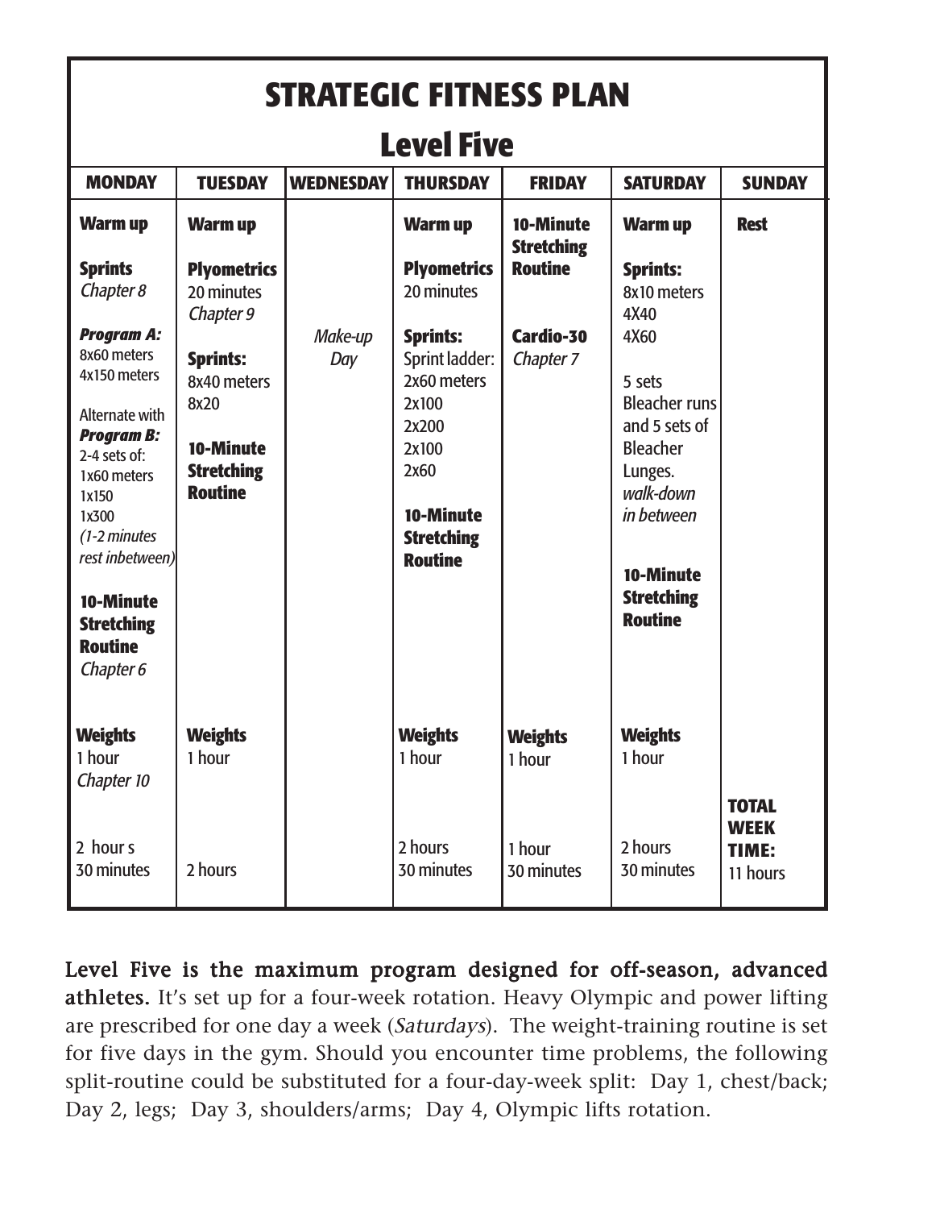# STRATEGIC FITNESS PLAN

## Level Five

| MONDAY | TUESDAY | WEDNESDAY | THURSDAY | FRIDAY | SATURDAY | SUNDAY |
|---|---|---|---|---|---|---|
| **Warm up**<br><br>**Sprints**<br>*Chapter 8*<br><br>***Program A:***<br>8x60 meters<br>4x150 meters<br><br>Alternate with<br>***Program B:***<br>2-4 sets of:<br>1x60 meters<br>1x150<br>1x300<br>*(1-2 minutes rest inbetween)*<br><br>**10-Minute Stretching Routine**<br>*Chapter 6* | **Warm up**<br><br>**Plyometrics**<br>20 minutes<br>*Chapter 9*<br><br>**Sprints:**<br>8x40 meters<br>8x20<br><br>**10-Minute Stretching Routine** | *Make-up Day* | **Warm up**<br><br>**Plyometrics**<br>20 minutes<br><br>**Sprints:**<br>Sprint ladder:<br>2x60 meters<br>2x100<br>2x200<br>2x100<br>2x60<br><br>**10-Minute Stretching Routine** | **10-Minute Stretching Routine**<br><br>**Cardio-30**<br>*Chapter 7* | **Warm up**<br><br>**Sprints:**<br>8x10 meters<br>4X40<br>4X60<br><br>5 sets Bleacher runs and 5 sets of Bleacher Lunges.<br>*walk-down in between*<br><br>**10-Minute Stretching Routine** | **Rest** |
| **Weights**<br>1 hour<br>*Chapter 10* | **Weights**<br>1 hour | | **Weights**<br>1 hour | **Weights**<br>1 hour | **Weights**<br>1 hour | |
| 2 hour s<br>30 minutes | 2 hours | | 2 hours<br>30 minutes | 1 hour<br>30 minutes | 2 hours<br>30 minutes | **TOTAL WEEK TIME:**<br>11 hours |

**Level Five is the maximum program designed for off-season, advanced athletes.** It's set up for a four-week rotation. Heavy Olympic and power lifting are prescribed for one day a week (*Saturdays*). The weight-training routine is set for five days in the gym. Should you encounter time problems, the following split-routine could be substituted for a four-day-week split: Day 1, chest/back; Day 2, legs; Day 3, shoulders/arms; Day 4, Olympic lifts rotation.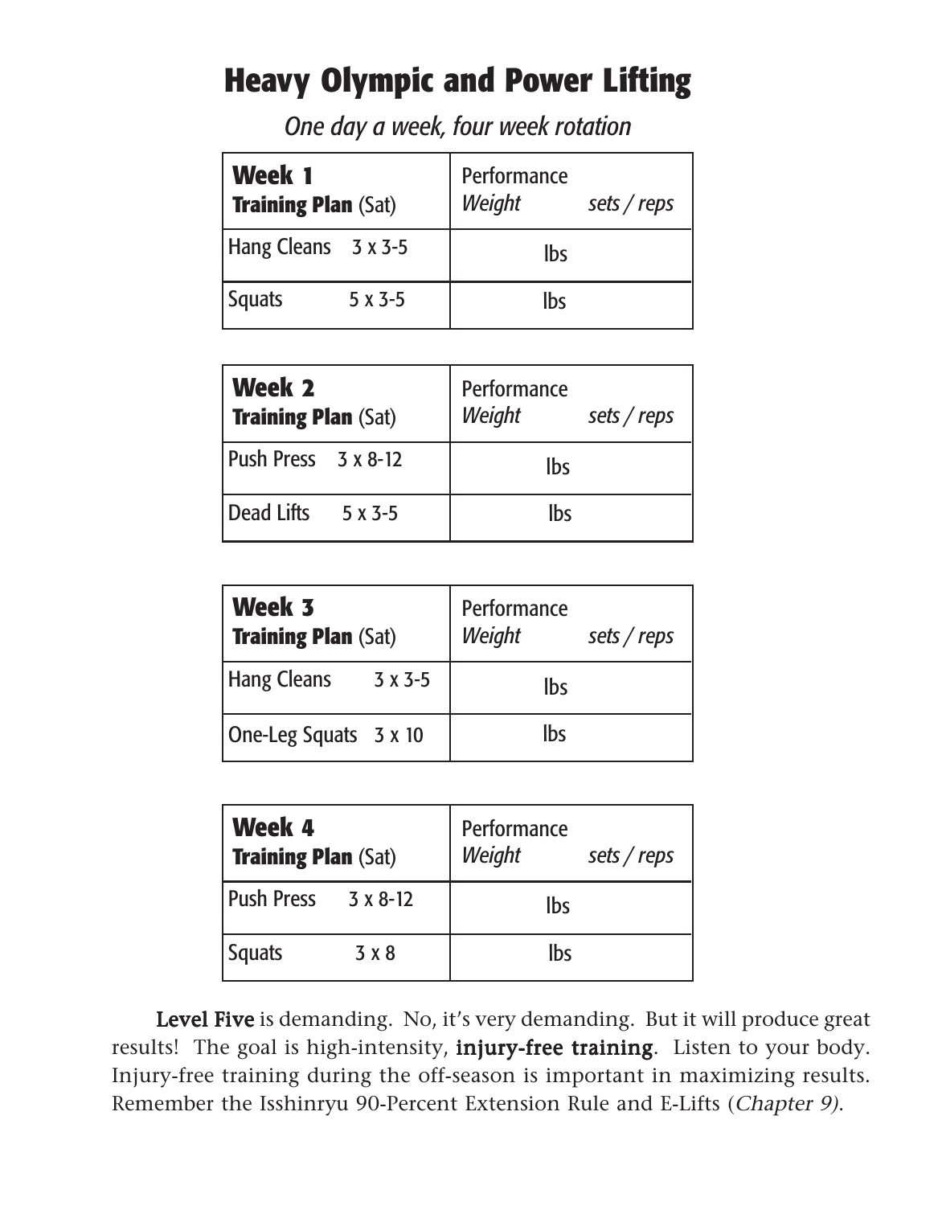# Heavy Olympic and Power Lifting

*One day a week, four week rotation*

| **Week 1** **Training Plan** (Sat) | Performance *Weight* | *sets / reps* |
|---|---|---|
| Hang Cleans 3 x 3-5 | lbs | |
| Squats 5 x 3-5 | lbs | |

| **Week 2** **Training Plan** (Sat) | Performance *Weight* | *sets / reps* |
|---|---|---|
| Push Press 3 x 8-12 | lbs | |
| Dead Lifts 5 x 3-5 | lbs | |

| **Week 3** **Training Plan** (Sat) | Performance *Weight* | *sets / reps* |
|---|---|---|
| Hang Cleans 3 x 3-5 | lbs | |
| One-Leg Squats 3 x 10 | lbs | |

| **Week 4** **Training Plan** (Sat) | Performance *Weight* | *sets / reps* |
|---|---|---|
| Push Press 3 x 8-12 | lbs | |
| Squats 3 x 8 | lbs | |

**Level Five** is demanding. No, it's very demanding. But it will produce great results! The goal is high-intensity, **injury-free training**. Listen to your body. Injury-free training during the off-season is important in maximizing results. Remember the Isshinryu 90-Percent Extension Rule and E-Lifts (*Chapter 9*).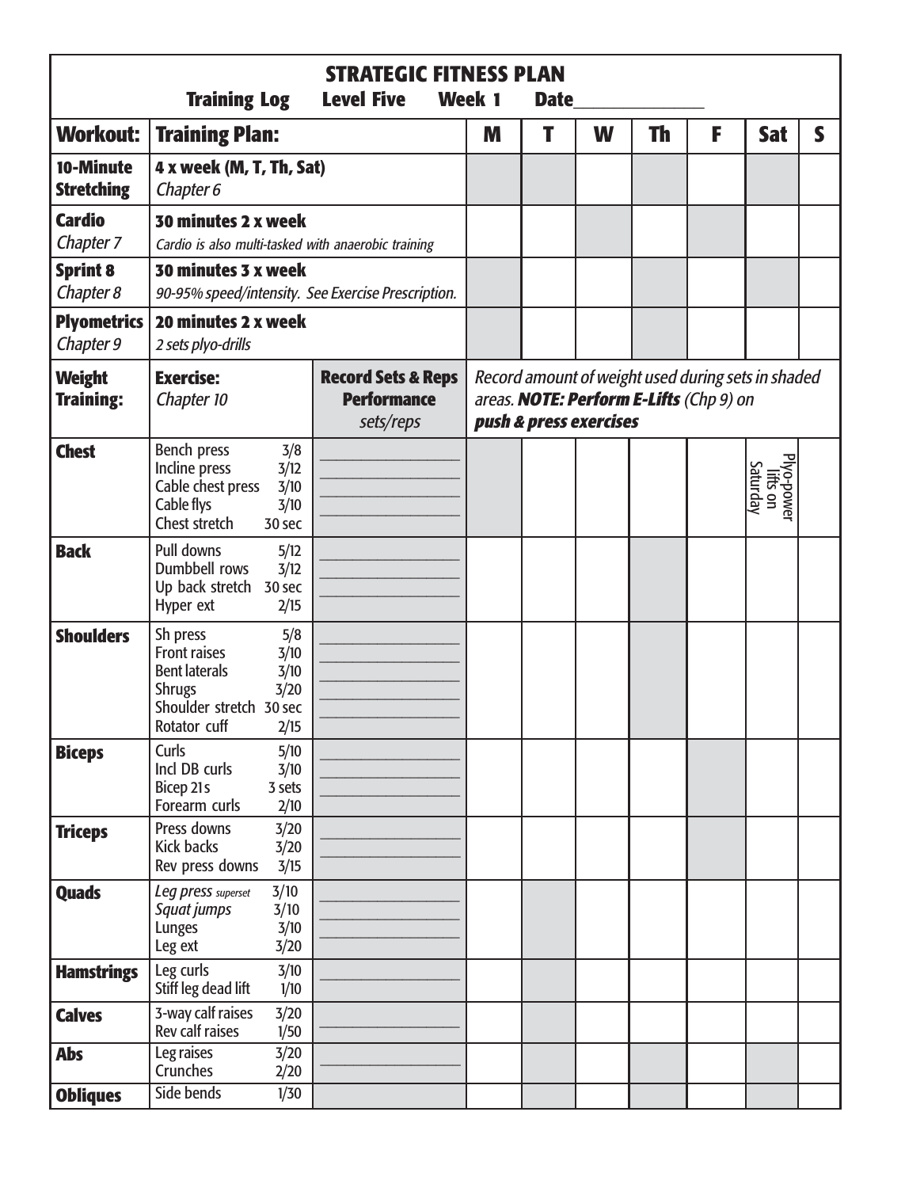# STRATEGIC FITNESS PLAN

**Training Log    Level Five    Week 1    Date_____________**

| Workout: | Training Plan: | | M | T | W | Th | F | Sat | S |
|---|---|---|---|---|---|---|---|---|---|
| **10-Minute Stretching** | **4 x week (M, T, Th, Sat)** *Chapter 6* | | | | | | | | |
| **Cardio** *Chapter 7* | **30 minutes 2 x week** *Cardio is also multi-tasked with anaerobic training* | | | | | | | | |
| **Sprint 8** *Chapter 8* | **30 minutes 3 x week** *90-95% speed/intensity. See Exercise Prescription.* | | | | | | | | |
| **Plyometrics** *Chapter 9* | **20 minutes 2 x week** *2 sets plyo-drills* | | | | | | | | |
| **Weight Training:** | **Exercise:** *Chapter 10* | **Record Sets & Reps Performance** *sets/reps* | *Record amount of weight used during sets in shaded areas.* ***NOTE: Perform E-Lifts*** *(Chp 9) on* ***push & press exercises*** | | | | | | |
| **Chest** | Bench press 3/8<br>Incline press 3/12<br>Cable chest press 3/10<br>Cable flys 3/10<br>Chest stretch 30 sec | ________________<br>________________<br>________________<br>________________ | | | | | | Plyo-power lifts on Saturday | |
| **Back** | Pull downs 5/12<br>Dumbbell rows 3/12<br>Up back stretch 30 sec<br>Hyper ext 2/15 | ________________<br>________________<br>________________ | | | | | | | |
| **Shoulders** | Sh press 5/8<br>Front raises 3/10<br>Bent laterals 3/10<br>Shrugs 3/20<br>Shoulder stretch 30 sec<br>Rotator cuff 2/15 | ________________<br>________________<br>________________<br>________________<br>________________ | | | | | | | |
| **Biceps** | Curls 5/10<br>Incl DB curls 3/10<br>Bicep 21s 3 sets<br>Forearm curls 2/10 | ________________<br>________________<br>________________ | | | | | | | |
| **Triceps** | Press downs 3/20<br>Kick backs 3/20<br>Rev press downs 3/15 | ________________<br>________________ | | | | | | | |
| **Quads** | *Leg press superset* 3/10<br>*Squat jumps* 3/10<br>Lunges 3/10<br>Leg ext 3/20 | ________________<br>________________<br>________________ | | | | | | | |
| **Hamstrings** | Leg curls 3/10<br>Stiff leg dead lift 1/10 | ________________ | | | | | | | |
| **Calves** | 3-way calf raises 3/20<br>Rev calf raises 1/50 | ________________ | | | | | | | |
| **Abs** | Leg raises 3/20<br>Crunches 2/20 | ________________ | | | | | | | |
| **Obliques** | Side bends 1/30 | | | | | | | | |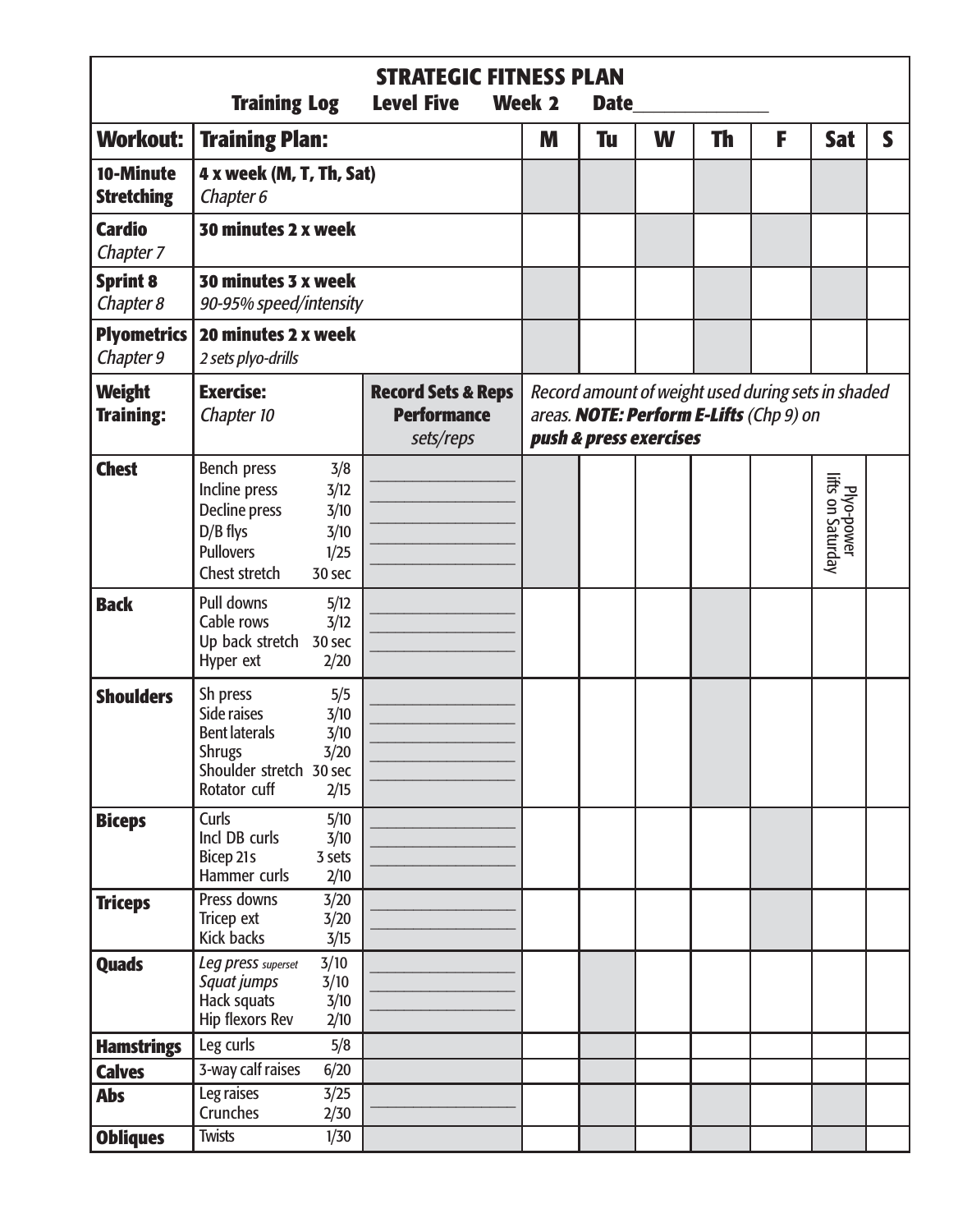# STRATEGIC FITNESS PLAN

**Training Log  Level Five  Week 2  Date______________**

| **Workout:** | **Training Plan:** | | **M** | **Tu** | **W** | **Th** | **F** | **Sat** | **S** |
|---|---|---|---|---|---|---|---|---|---|
| **10-Minute Stretching** | **4 x week (M, T, Th, Sat)** *Chapter 6* | | | | | | | | |
| **Cardio** *Chapter 7* | **30 minutes 2 x week** | | | | | | | | |
| **Sprint 8** *Chapter 8* | **30 minutes 3 x week** *90-95% speed/intensity* | | | | | | | | |
| **Plyometrics** *Chapter 9* | **20 minutes 2 x week** *2 sets plyo-drills* | | | | | | | | |
| **Weight Training:** | **Exercise:** *Chapter 10* | **Record Sets & Reps Performance** *sets/reps* | *Record amount of weight used during sets in shaded areas.* ***NOTE: Perform E-Lifts*** *(Chp 9) on* ***push & press exercises*** | | | | | | |
| **Chest** | Bench press 3/8<br>Incline press 3/12<br>Decline press 3/10<br>D/B flys 3/10<br>Pullovers 1/25<br>Chest stretch 30 sec | ________<br>________<br>________<br>________<br>________ | | | | | | Plyo-power lifts on Saturday | |
| **Back** | Pull downs 5/12<br>Cable rows 3/12<br>Up back stretch 30 sec<br>Hyper ext 2/20 | ________<br>________<br>________ | | | | | | | |
| **Shoulders** | Sh press 5/5<br>Side raises 3/10<br>Bent laterals 3/10<br>Shrugs 3/20<br>Shoulder stretch 30 sec<br>Rotator cuff 2/15 | ________<br>________<br>________<br>________<br>________ | | | | | | | |
| **Biceps** | Curls 5/10<br>Incl DB curls 3/10<br>Bicep 21s 3 sets<br>Hammer curls 2/10 | ________<br>________<br>________ | | | | | | | |
| **Triceps** | Press downs 3/20<br>Tricep ext 3/20<br>Kick backs 3/15 | ________<br>________ | | | | | | | |
| **Quads** | *Leg press superset* 3/10<br>*Squat jumps* 3/10<br>Hack squats 3/10<br>Hip flexors Rev 2/10 | ________<br>________<br>________ | | | | | | | |
| **Hamstrings** | Leg curls 5/8 | | | | | | | | |
| **Calves** | 3-way calf raises 6/20 | | | | | | | | |
| **Abs** | Leg raises 3/25<br>Crunches 2/30 | ________ | | | | | | | |
| **Obliques** | Twists 1/30 | | | | | | | | |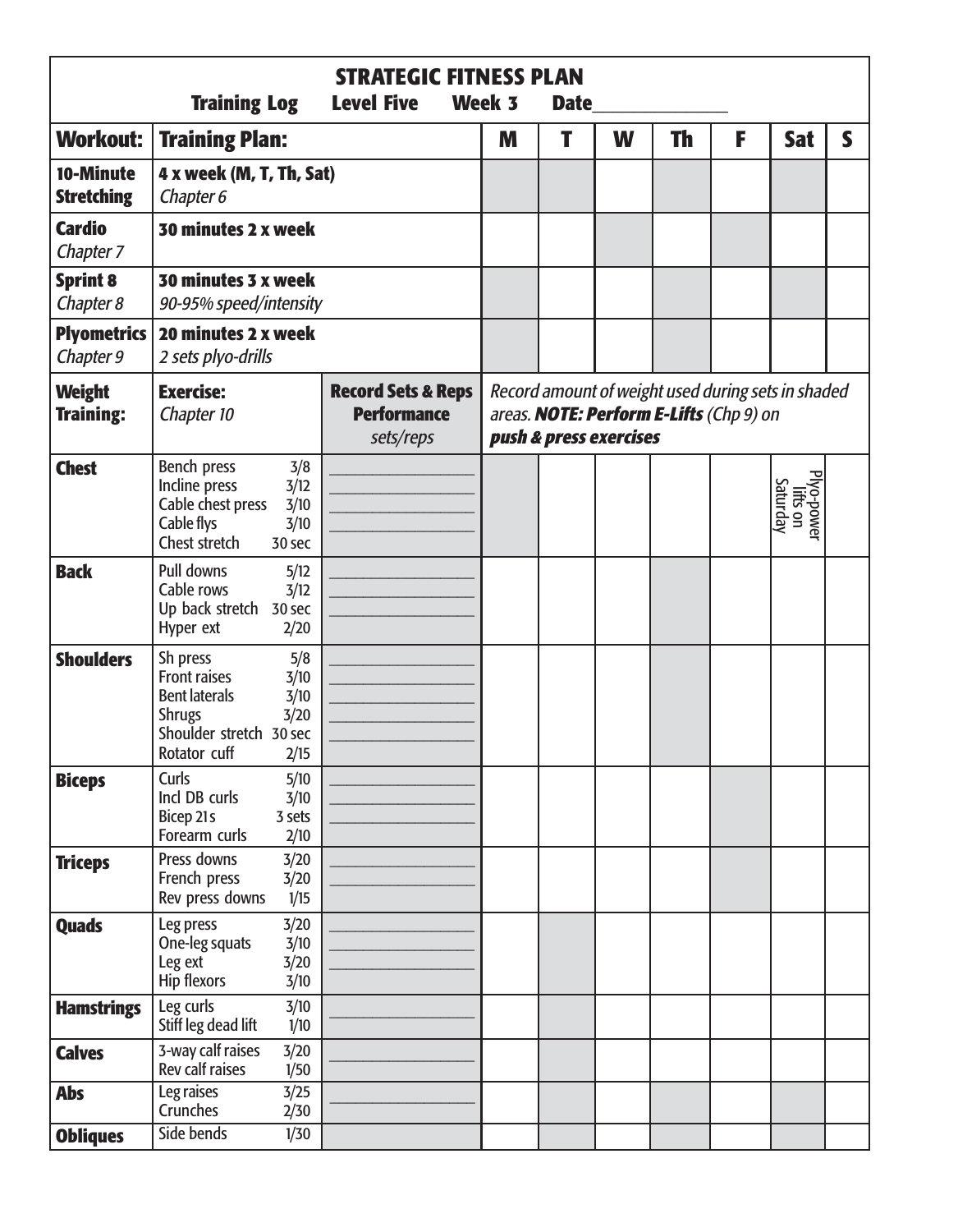# STRATEGIC FITNESS PLAN

**Training Log Level Five Week 3 Date\_\_\_\_\_\_\_\_\_\_\_\_\_\_**

| Workout: | Training Plan: | | M | T | W | Th | F | Sat | S |
|---|---|---|---|---|---|---|---|---|---|
| **10-Minute Stretching** | **4 x week (M, T, Th, Sat)** *Chapter 6* | | | | | | | | |
| **Cardio** *Chapter 7* | **30 minutes 2 x week** | | | | | | | | |
| **Sprint 8** *Chapter 8* | **30 minutes 3 x week** *90-95% speed/intensity* | | | | | | | | |
| **Plyometrics** *Chapter 9* | **20 minutes 2 x week** *2 sets plyo-drills* | | | | | | | | |
| **Weight Training:** | **Exercise:** *Chapter 10* | **Record Sets & Reps Performance** *sets/reps* | *Record amount of weight used during sets in shaded areas.* ***NOTE: Perform E-Lifts*** *(Chp 9) on* ***push & press exercises*** | | | | | | |
| **Chest** | Bench press 3/8<br>Incline press 3/12<br>Cable chest press 3/10<br>Cable flys 3/10<br>Chest stretch 30 sec | \_\_\_\_\_\_\_\_<br>\_\_\_\_\_\_\_\_<br>\_\_\_\_\_\_\_\_<br>\_\_\_\_\_\_\_\_ | | | | | | Plyo-power lifts on Saturday | |
| **Back** | Pull downs 5/12<br>Cable rows 3/12<br>Up back stretch 30 sec<br>Hyper ext 2/20 | \_\_\_\_\_\_\_\_<br>\_\_\_\_\_\_\_\_<br>\_\_\_\_\_\_\_\_ | | | | | | | |
| **Shoulders** | Sh press 5/8<br>Front raises 3/10<br>Bent laterals 3/10<br>Shrugs 3/20<br>Shoulder stretch 30 sec<br>Rotator cuff 2/15 | \_\_\_\_\_\_\_\_<br>\_\_\_\_\_\_\_\_<br>\_\_\_\_\_\_\_\_<br>\_\_\_\_\_\_\_\_<br>\_\_\_\_\_\_\_\_ | | | | | | | |
| **Biceps** | Curls 5/10<br>Incl DB curls 3/10<br>Bicep 21s 3 sets<br>Forearm curls 2/10 | \_\_\_\_\_\_\_\_<br>\_\_\_\_\_\_\_\_<br>\_\_\_\_\_\_\_\_ | | | | | | | |
| **Triceps** | Press downs 3/20<br>French press 3/20<br>Rev press downs 1/15 | \_\_\_\_\_\_\_\_<br>\_\_\_\_\_\_\_\_ | | | | | | | |
| **Quads** | Leg press 3/20<br>One-leg squats 3/10<br>Leg ext 3/20<br>Hip flexors 3/10 | \_\_\_\_\_\_\_\_<br>\_\_\_\_\_\_\_\_<br>\_\_\_\_\_\_\_\_ | | | | | | | |
| **Hamstrings** | Leg curls 3/10<br>Stiff leg dead lift 1/10 | \_\_\_\_\_\_\_\_ | | | | | | | |
| **Calves** | 3-way calf raises 3/20<br>Rev calf raises 1/50 | \_\_\_\_\_\_\_\_ | | | | | | | |
| **Abs** | Leg raises 3/25<br>Crunches 2/30 | \_\_\_\_\_\_\_\_ | | | | | | | |
| **Obliques** | Side bends 1/30 | | | | | | | | |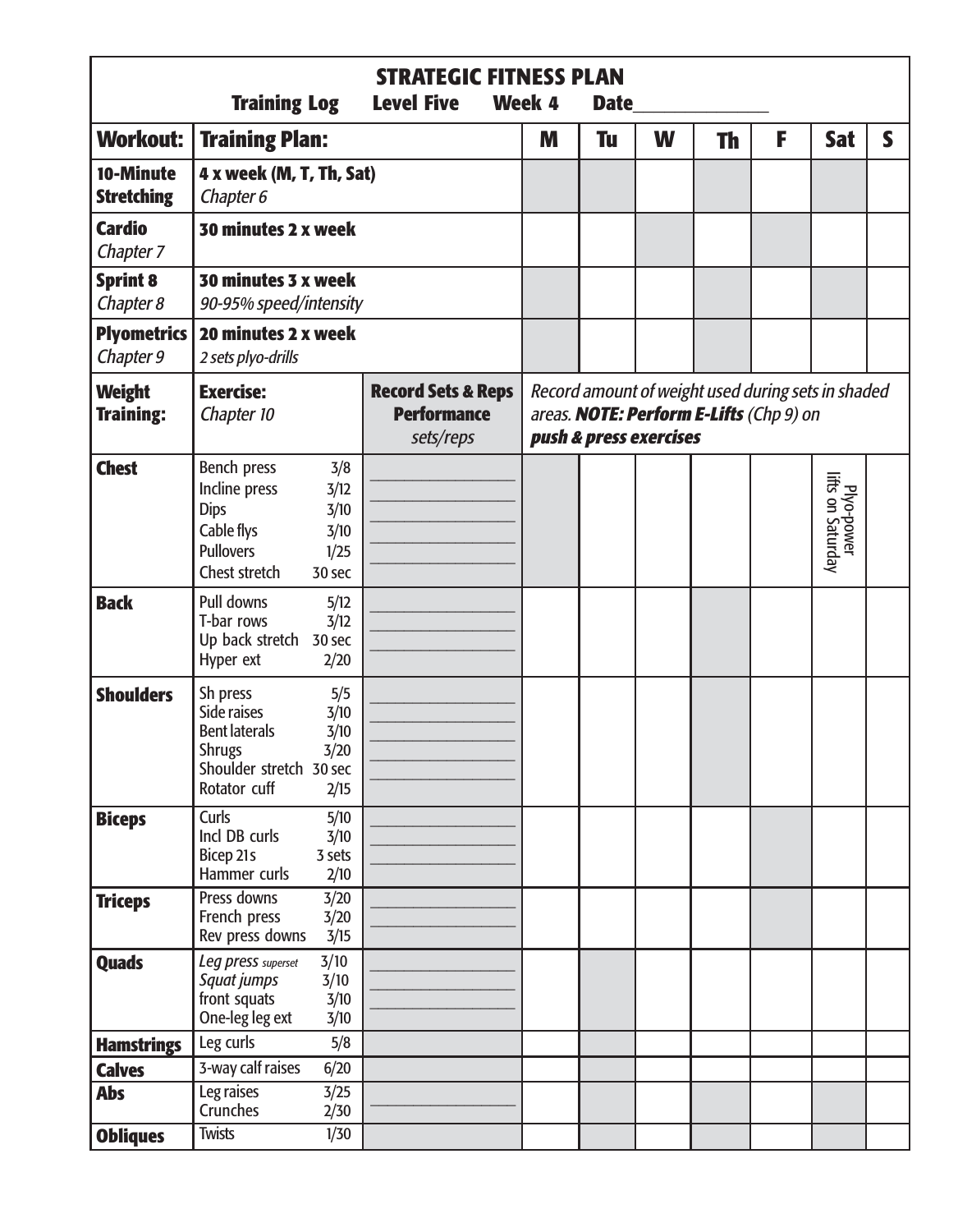# STRATEGIC FITNESS PLAN

**Training Log Level Five Week 4 Date______________**

| Workout: | Training Plan: | | M | Tu | W | Th | F | Sat | S |
|---|---|---|---|---|---|---|---|---|---|
| **10-Minute Stretching** | **4 x week (M, T, Th, Sat)** *Chapter 6* | | | | | | | | |
| **Cardio** *Chapter 7* | **30 minutes 2 x week** | | | | | | | | |
| **Sprint 8** *Chapter 8* | **30 minutes 3 x week** *90-95% speed/intensity* | | | | | | | | |
| **Plyometrics** *Chapter 9* | **20 minutes 2 x week** *2 sets plyo-drills* | | | | | | | | |
| **Weight Training:** | **Exercise:** *Chapter 10* | **Record Sets & Reps Performance** *sets/reps* | *Record amount of weight used during sets in shaded areas.* ***NOTE: Perform E-Lifts*** *(Chp 9) on* ***push & press exercises*** | | | | | | |
| **Chest** | Bench press 3/8<br>Incline press 3/12<br>Dips 3/10<br>Cable flys 3/10<br>Pullovers 1/25<br>Chest stretch 30 sec | | | | | | | Plyo-power lifts on Saturday | |
| **Back** | Pull downs 5/12<br>T-bar rows 3/12<br>Up back stretch 30 sec<br>Hyper ext 2/20 | | | | | | | | |
| **Shoulders** | Sh press 5/5<br>Side raises 3/10<br>Bent laterals 3/10<br>Shrugs 3/20<br>Shoulder stretch 30 sec<br>Rotator cuff 2/15 | | | | | | | | |
| **Biceps** | Curls 5/10<br>Incl DB curls 3/10<br>Bicep 21s 3 sets<br>Hammer curls 2/10 | | | | | | | | |
| **Triceps** | Press downs 3/20<br>French press 3/20<br>Rev press downs 3/15 | | | | | | | | |
| **Quads** | *Leg press superset* 3/10<br>*Squat jumps* 3/10<br>front squats 3/10<br>One-leg leg ext 3/10 | | | | | | | | |
| **Hamstrings** | Leg curls 5/8 | | | | | | | | |
| **Calves** | 3-way calf raises 6/20 | | | | | | | | |
| **Abs** | Leg raises 3/25<br>Crunches 2/30 | | | | | | | | |
| **Obliques** | Twists 1/30 | | | | | | | | |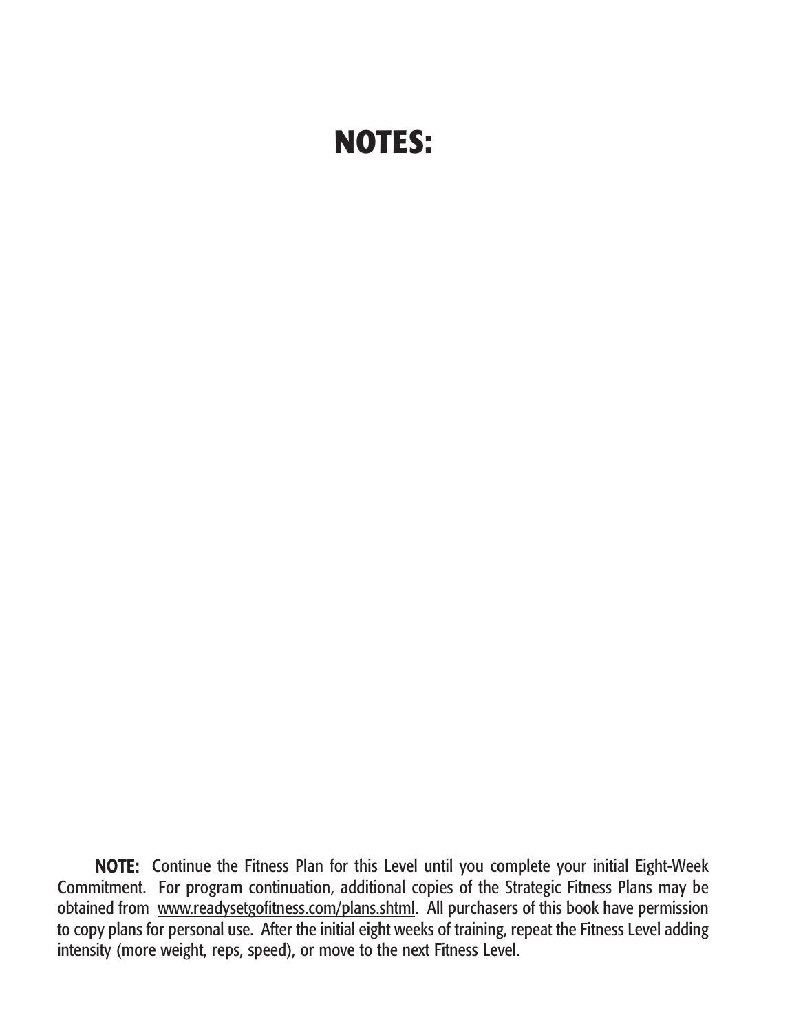# NOTES:

**NOTE:** Continue the Fitness Plan for this Level until you complete your initial Eight-Week Commitment. For program continuation, additional copies of the Strategic Fitness Plans may be obtained from www.readysetgofitness.com/plans.shtml. All purchasers of this book have permission to copy plans for personal use. After the initial eight weeks of training, repeat the Fitness Level adding intensity (more weight, reps, speed), or move to the next Fitness Level.